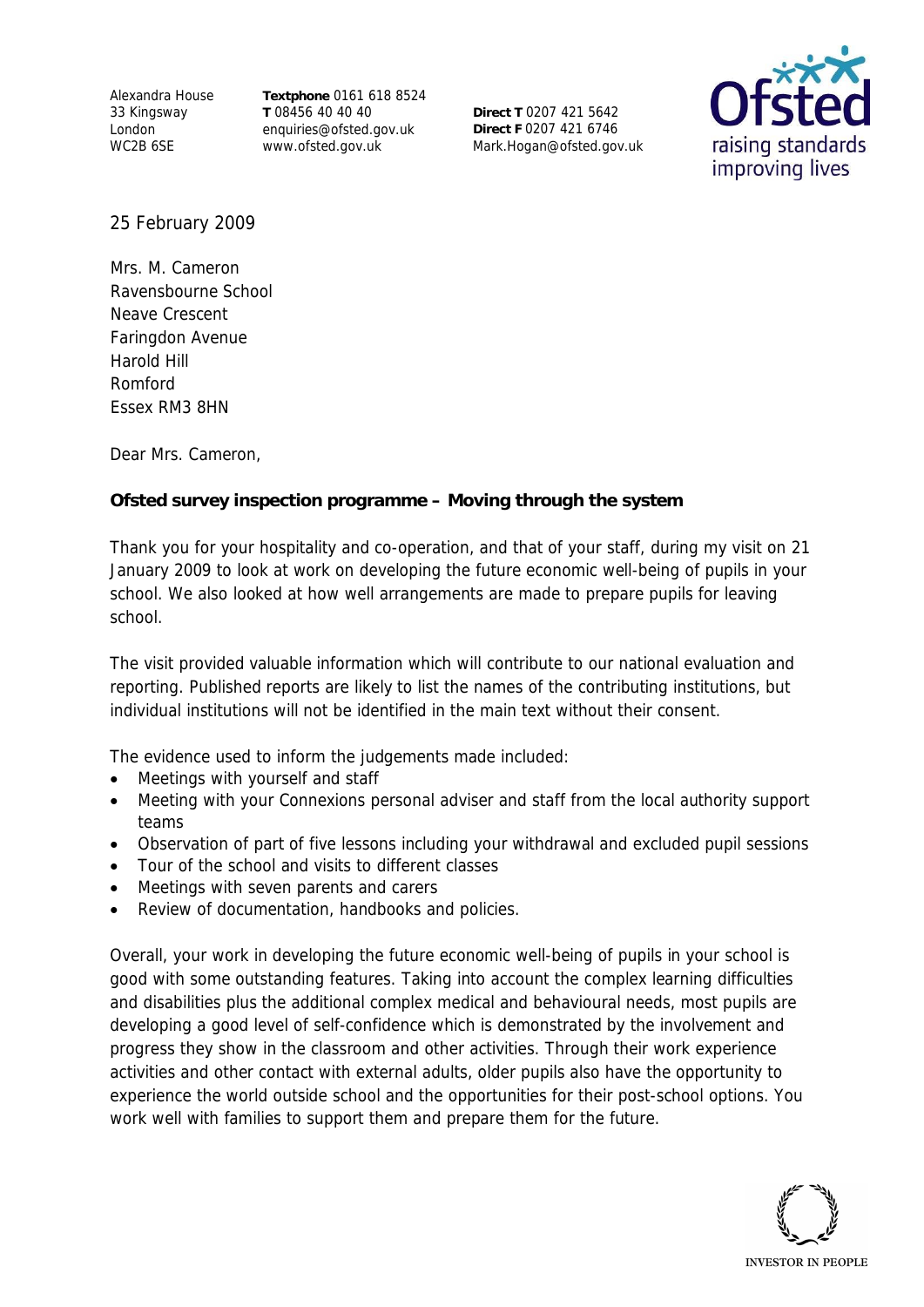Alexandra House
33 Kingsway
London
WC2B 6SE

**Textphone** 0161 618 8524
**T** 08456 40 40 40
enquiries@ofsted.gov.uk
www.ofsted.gov.uk

**Direct T** 0207 421 5642
**Direct F** 0207 421 6746
Mark.Hogan@ofsted.gov.uk

25 February 2009

Mrs. M. Cameron
Ravensbourne School
Neave Crescent
Faringdon Avenue
Harold Hill
Romford
Essex RM3 8HN

Dear Mrs. Cameron,

**Ofsted survey inspection programme – Moving through the system**

Thank you for your hospitality and co-operation, and that of your staff, during my visit on 21 January 2009 to look at work on developing the future economic well-being of pupils in your school. We also looked at how well arrangements are made to prepare pupils for leaving school.

The visit provided valuable information which will contribute to our national evaluation and reporting. Published reports are likely to list the names of the contributing institutions, but individual institutions will not be identified in the main text without their consent.

The evidence used to inform the judgements made included:

- Meetings with yourself and staff
- Meeting with your Connexions personal adviser and staff from the local authority support teams
- Observation of part of five lessons including your withdrawal and excluded pupil sessions
- Tour of the school and visits to different classes
- Meetings with seven parents and carers
- Review of documentation, handbooks and policies.

Overall, your work in developing the future economic well-being of pupils in your school is good with some outstanding features. Taking into account the complex learning difficulties and disabilities plus the additional complex medical and behavioural needs, most pupils are developing a good level of self-confidence which is demonstrated by the involvement and progress they show in the classroom and other activities. Through their work experience activities and other contact with external adults, older pupils also have the opportunity to experience the world outside school and the opportunities for their post-school options. You work well with families to support them and prepare them for the future.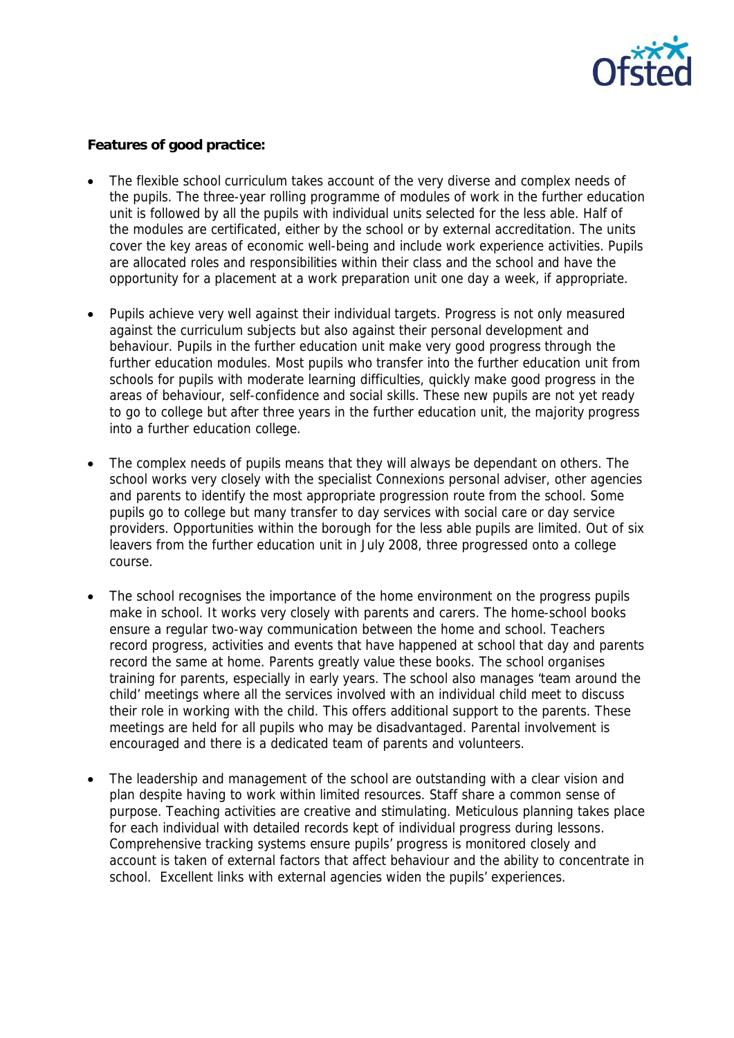**Features of good practice:**

- The flexible school curriculum takes account of the very diverse and complex needs of the pupils. The three-year rolling programme of modules of work in the further education unit is followed by all the pupils with individual units selected for the less able. Half of the modules are certificated, either by the school or by external accreditation. The units cover the key areas of economic well-being and include work experience activities. Pupils are allocated roles and responsibilities within their class and the school and have the opportunity for a placement at a work preparation unit one day a week, if appropriate.

- Pupils achieve very well against their individual targets. Progress is not only measured against the curriculum subjects but also against their personal development and behaviour. Pupils in the further education unit make very good progress through the further education modules. Most pupils who transfer into the further education unit from schools for pupils with moderate learning difficulties, quickly make good progress in the areas of behaviour, self-confidence and social skills. These new pupils are not yet ready to go to college but after three years in the further education unit, the majority progress into a further education college.

- The complex needs of pupils means that they will always be dependant on others. The school works very closely with the specialist Connexions personal adviser, other agencies and parents to identify the most appropriate progression route from the school. Some pupils go to college but many transfer to day services with social care or day service providers. Opportunities within the borough for the less able pupils are limited. Out of six leavers from the further education unit in July 2008, three progressed onto a college course.

- The school recognises the importance of the home environment on the progress pupils make in school. It works very closely with parents and carers. The home-school books ensure a regular two-way communication between the home and school. Teachers record progress, activities and events that have happened at school that day and parents record the same at home. Parents greatly value these books. The school organises training for parents, especially in early years. The school also manages 'team around the child' meetings where all the services involved with an individual child meet to discuss their role in working with the child. This offers additional support to the parents. These meetings are held for all pupils who may be disadvantaged. Parental involvement is encouraged and there is a dedicated team of parents and volunteers.

- The leadership and management of the school are outstanding with a clear vision and plan despite having to work within limited resources. Staff share a common sense of purpose. Teaching activities are creative and stimulating. Meticulous planning takes place for each individual with detailed records kept of individual progress during lessons. Comprehensive tracking systems ensure pupils' progress is monitored closely and account is taken of external factors that affect behaviour and the ability to concentrate in school. Excellent links with external agencies widen the pupils' experiences.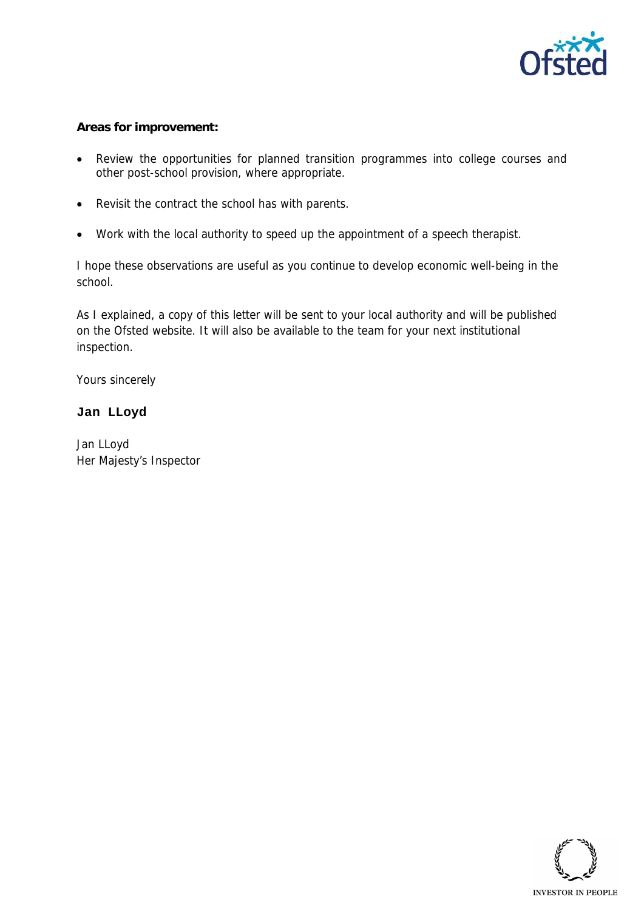**Areas for improvement:**

- Review the opportunities for planned transition programmes into college courses and other post-school provision, where appropriate.
- Revisit the contract the school has with parents.
- Work with the local authority to speed up the appointment of a speech therapist.

I hope these observations are useful as you continue to develop economic well-being in the school.

As I explained, a copy of this letter will be sent to your local authority and will be published on the Ofsted website. It will also be available to the team for your next institutional inspection.

Yours sincerely

**Jan LLoyd**

Jan LLoyd
Her Majesty's Inspector